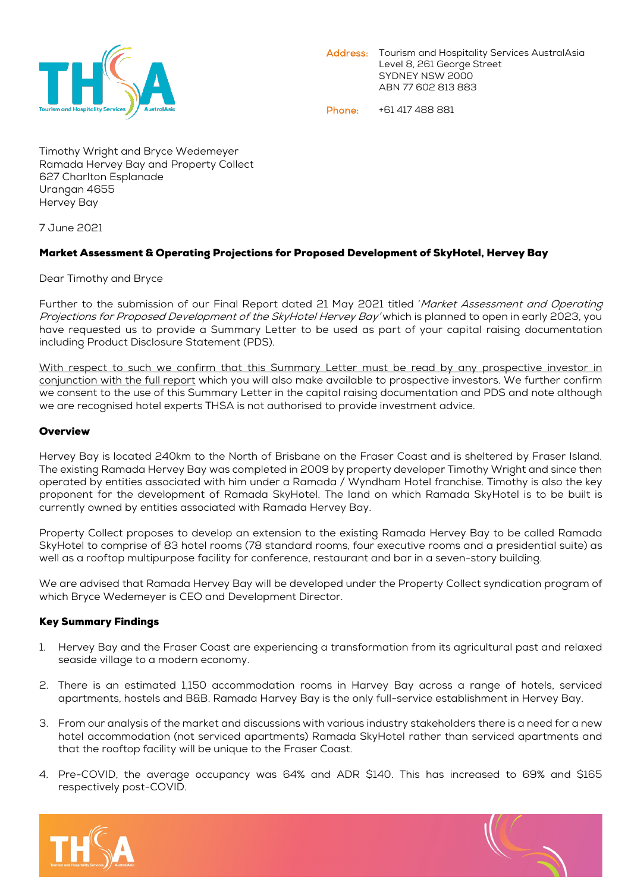**Address:** Tourism and Hospitality Services AustralAsia
Level 8, 261 George Street
SYDNEY NSW 2000
ABN 77 602 813 883

**Phone:** +61 417 488 881

Timothy Wright and Bryce Wedemeyer
Ramada Hervey Bay and Property Collect
627 Charlton Esplanade
Urangan 4655
Hervey Bay

7 June 2021

**Market Assessment & Operating Projections for Proposed Development of SkyHotel, Hervey Bay**

Dear Timothy and Bryce

Further to the submission of our Final Report dated 21 May 2021 titled '*Market Assessment and Operating Projections for Proposed Development of the SkyHotel Hervey Bay*' which is planned to open in early 2023, you have requested us to provide a Summary Letter to be used as part of your capital raising documentation including Product Disclosure Statement (PDS).

With respect to such we confirm that this Summary Letter must be read by any prospective investor in conjunction with the full report which you will also make available to prospective investors. We further confirm we consent to the use of this Summary Letter in the capital raising documentation and PDS and note although we are recognised hotel experts THSA is not authorised to provide investment advice.

**Overview**

Hervey Bay is located 240km to the North of Brisbane on the Fraser Coast and is sheltered by Fraser Island. The existing Ramada Hervey Bay was completed in 2009 by property developer Timothy Wright and since then operated by entities associated with him under a Ramada / Wyndham Hotel franchise. Timothy is also the key proponent for the development of Ramada SkyHotel. The land on which Ramada SkyHotel is to be built is currently owned by entities associated with Ramada Hervey Bay.

Property Collect proposes to develop an extension to the existing Ramada Hervey Bay to be called Ramada SkyHotel to comprise of 83 hotel rooms (78 standard rooms, four executive rooms and a presidential suite) as well as a rooftop multipurpose facility for conference, restaurant and bar in a seven-story building.

We are advised that Ramada Hervey Bay will be developed under the Property Collect syndication program of which Bryce Wedemeyer is CEO and Development Director.

**Key Summary Findings**

1. Hervey Bay and the Fraser Coast are experiencing a transformation from its agricultural past and relaxed seaside village to a modern economy.

2. There is an estimated 1,150 accommodation rooms in Harvey Bay across a range of hotels, serviced apartments, hostels and B&B. Ramada Harvey Bay is the only full-service establishment in Hervey Bay.

3. From our analysis of the market and discussions with various industry stakeholders there is a need for a new hotel accommodation (not serviced apartments) Ramada SkyHotel rather than serviced apartments and that the rooftop facility will be unique to the Fraser Coast.

4. Pre-COVID, the average occupancy was 64% and ADR $140. This has increased to 69% and $165 respectively post-COVID.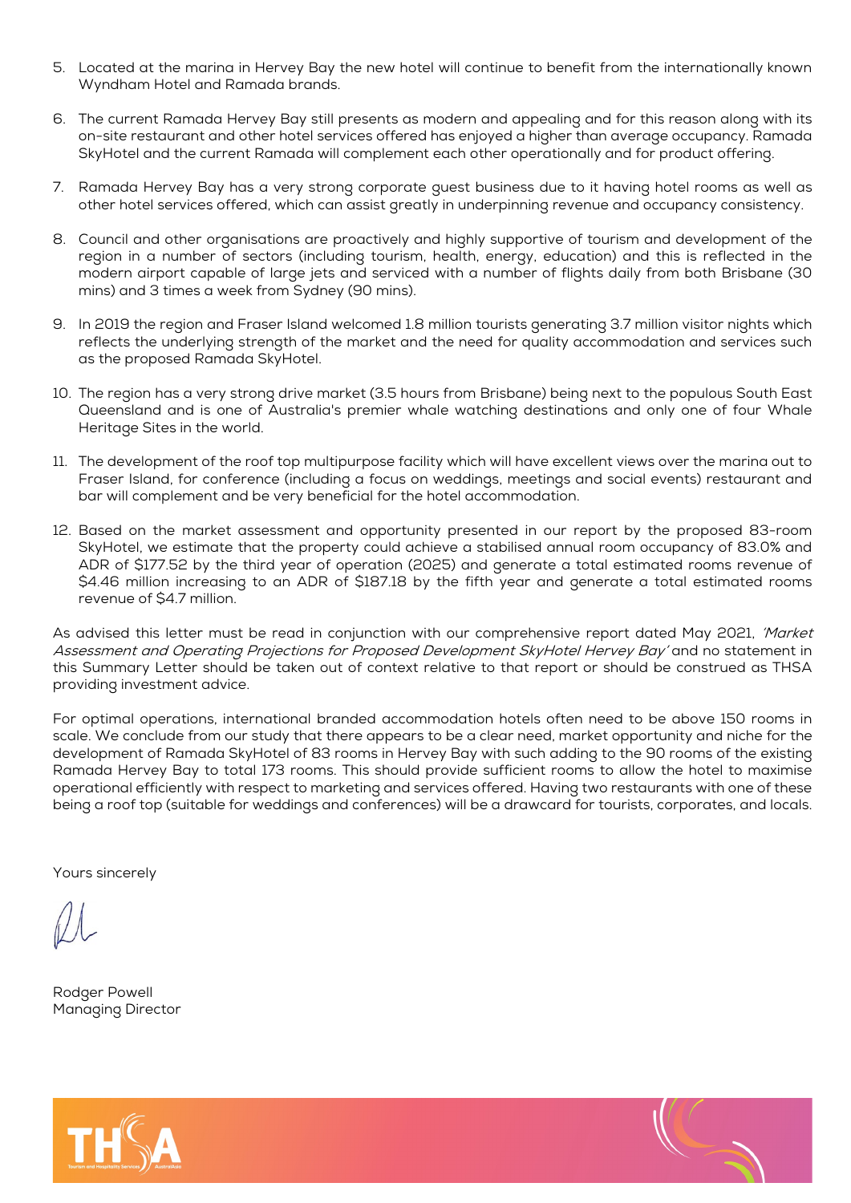5. Located at the marina in Hervey Bay the new hotel will continue to benefit from the internationally known Wyndham Hotel and Ramada brands.

6. The current Ramada Hervey Bay still presents as modern and appealing and for this reason along with its on-site restaurant and other hotel services offered has enjoyed a higher than average occupancy. Ramada SkyHotel and the current Ramada will complement each other operationally and for product offering.

7. Ramada Hervey Bay has a very strong corporate guest business due to it having hotel rooms as well as other hotel services offered, which can assist greatly in underpinning revenue and occupancy consistency.

8. Council and other organisations are proactively and highly supportive of tourism and development of the region in a number of sectors (including tourism, health, energy, education) and this is reflected in the modern airport capable of large jets and serviced with a number of flights daily from both Brisbane (30 mins) and 3 times a week from Sydney (90 mins).

9. In 2019 the region and Fraser Island welcomed 1.8 million tourists generating 3.7 million visitor nights which reflects the underlying strength of the market and the need for quality accommodation and services such as the proposed Ramada SkyHotel.

10. The region has a very strong drive market (3.5 hours from Brisbane) being next to the populous South East Queensland and is one of Australia's premier whale watching destinations and only one of four Whale Heritage Sites in the world.

11. The development of the roof top multipurpose facility which will have excellent views over the marina out to Fraser Island, for conference (including a focus on weddings, meetings and social events) restaurant and bar will complement and be very beneficial for the hotel accommodation.

12. Based on the market assessment and opportunity presented in our report by the proposed 83-room SkyHotel, we estimate that the property could achieve a stabilised annual room occupancy of 83.0% and ADR of $177.52 by the third year of operation (2025) and generate a total estimated rooms revenue of $4.46 million increasing to an ADR of $187.18 by the fifth year and generate a total estimated rooms revenue of $4.7 million.

As advised this letter must be read in conjunction with our comprehensive report dated May 2021, *'Market Assessment and Operating Projections for Proposed Development SkyHotel Hervey Bay'* and no statement in this Summary Letter should be taken out of context relative to that report or should be construed as THSA providing investment advice.

For optimal operations, international branded accommodation hotels often need to be above 150 rooms in scale. We conclude from our study that there appears to be a clear need, market opportunity and niche for the development of Ramada SkyHotel of 83 rooms in Hervey Bay with such adding to the 90 rooms of the existing Ramada Hervey Bay to total 173 rooms. This should provide sufficient rooms to allow the hotel to maximise operational efficiently with respect to marketing and services offered. Having two restaurants with one of these being a roof top (suitable for weddings and conferences) will be a drawcard for tourists, corporates, and locals.

Yours sincerely

Rodger Powell
Managing Director